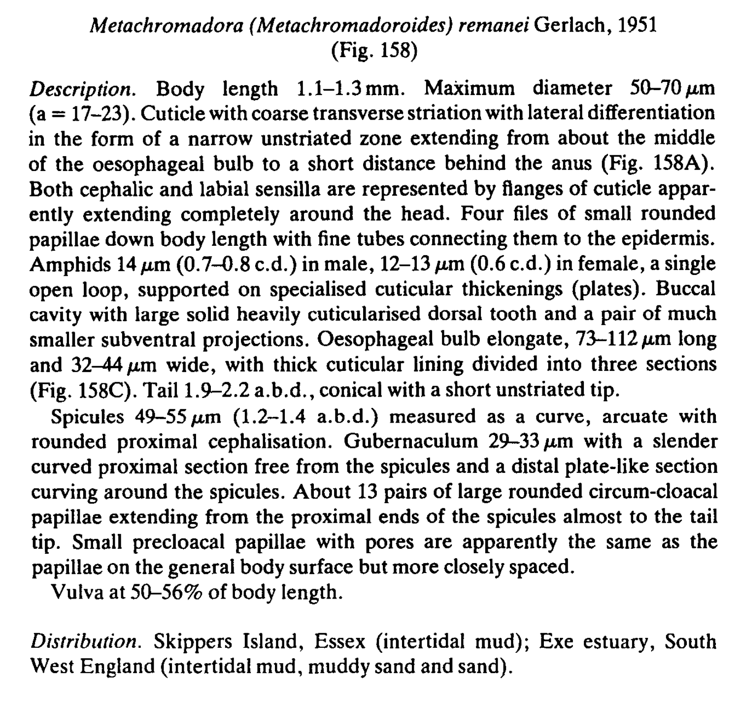### *Metachromadora (Metachromadoroides) remanei* Gerlach, 1951
(Fig. 158)

*Description.* Body length 1.1–1.3 mm. Maximum diameter 50–70 $\mu$m (a = 17–23). Cuticle with coarse transverse striation with lateral differentiation in the form of a narrow unstriated zone extending from about the middle of the oesophageal bulb to a short distance behind the anus (Fig. 158A). Both cephalic and labial sensilla are represented by flanges of cuticle apparently extending completely around the head. Four files of small rounded papillae down body length with fine tubes connecting them to the epidermis. Amphids 14 $\mu$m (0.7–0.8 c.d.) in male, 12–13 $\mu$m (0.6 c.d.) in female, a single open loop, supported on specialised cuticular thickenings (plates). Buccal cavity with large solid heavily cuticularised dorsal tooth and a pair of much smaller subventral projections. Oesophageal bulb elongate, 73–112 $\mu$m long and 32–44 $\mu$m wide, with thick cuticular lining divided into three sections (Fig. 158C). Tail 1.9–2.2 a.b.d., conical with a short unstriated tip.

Spicules 49–55 $\mu$m (1.2–1.4 a.b.d.) measured as a curve, arcuate with rounded proximal cephalisation. Gubernaculum 29–33 $\mu$m with a slender curved proximal section free from the spicules and a distal plate-like section curving around the spicules. About 13 pairs of large rounded circum-cloacal papillae extending from the proximal ends of the spicules almost to the tail tip. Small precloacal papillae with pores are apparently the same as the papillae on the general body surface but more closely spaced.

Vulva at 50–56% of body length.

*Distribution.* Skippers Island, Essex (intertidal mud); Exe estuary, South West England (intertidal mud, muddy sand and sand).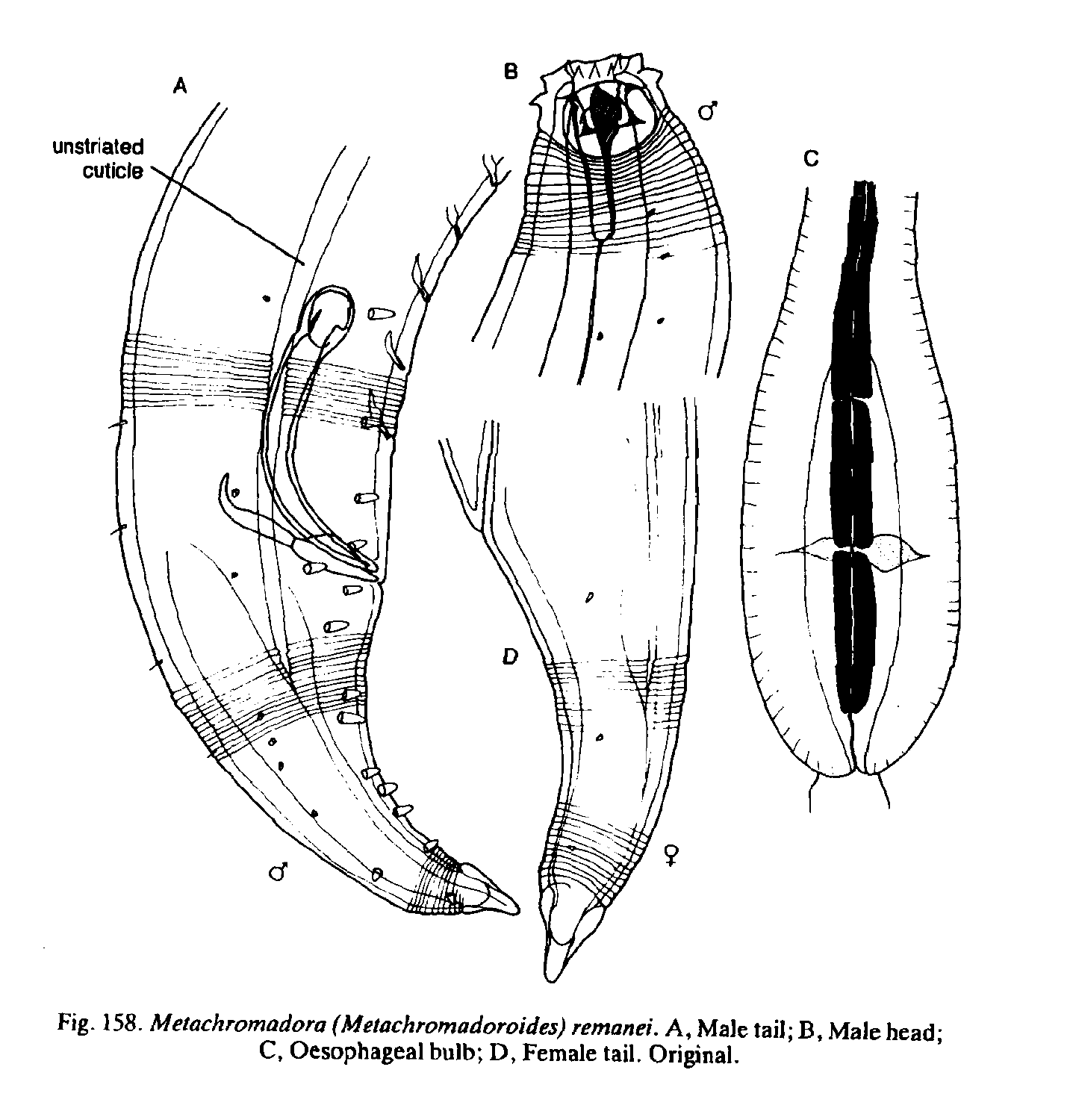A

unstriated cuticle

B

C

D

Fig. 158. *Metachromadora (Metachromadoroides) remanei*. A, Male tail; B, Male head; C, Oesophageal bulb; D, Female tail. Original.